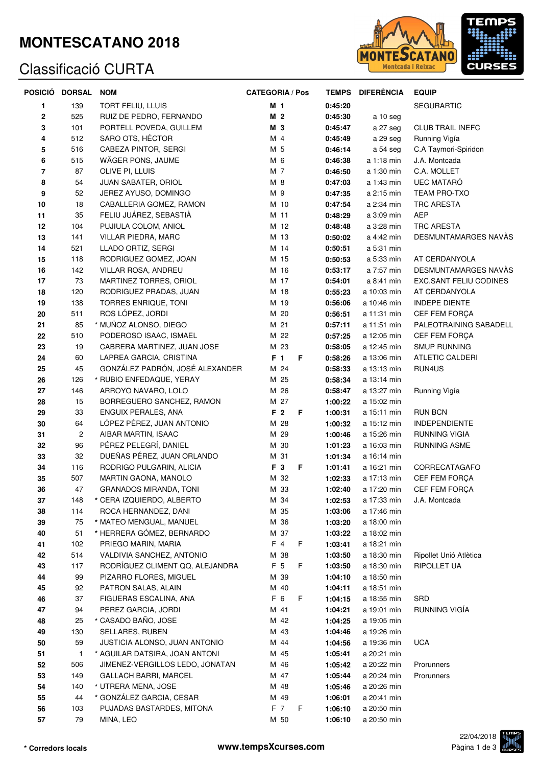# MONTESCATANO 2018

## Classificació CURTA

| POSICIÓ | DORSAL | NOM | CATEGORIA / Pos | | TEMPS | DIFERÈNCIA | EQUIP |
|---|---|---|---|---|---|---|---|
| 1 | 139 | TORT FELIU, LLUIS | M 1 | | 0:45:20 | | SEGURARTIC |
| 2 | 525 | RUIZ DE PEDRO, FERNANDO | M 2 | | 0:45:30 | a 10 seg | |
| 3 | 101 | PORTELL POVEDA, GUILLEM | M 3 | | 0:45:47 | a 27 seg | CLUB TRAIL INEFC |
| 4 | 512 | SARO OTS, HÉCTOR | M 4 | | 0:45:49 | a 29 seg | Running Vigía |
| 5 | 516 | CABEZA PINTOR, SERGI | M 5 | | 0:46:14 | a 54 seg | C.A Taymori-Spiridon |
| 6 | 515 | WÄGER PONS, JAUME | M 6 | | 0:46:38 | a 1:18 min | J.A. Montcada |
| 7 | 87 | OLIVE PI, LLUIS | M 7 | | 0:46:50 | a 1:30 min | C.A. MOLLET |
| 8 | 54 | JUAN SABATER, ORIOL | M 8 | | 0:47:03 | a 1:43 min | UEC MATARÓ |
| 9 | 52 | JEREZ AYUSO, DOMINGO | M 9 | | 0:47:35 | a 2:15 min | TEAM PRO-TXO |
| 10 | 18 | CABALLERIA GOMEZ, RAMON | M 10 | | 0:47:54 | a 2:34 min | TRC ARESTA |
| 11 | 35 | FELIU JUÁREZ, SEBASTIÀ | M 11 | | 0:48:29 | a 3:09 min | AEP |
| 12 | 104 | PUJIULA COLOM, ANIOL | M 12 | | 0:48:48 | a 3:28 min | TRC ARESTA |
| 13 | 141 | VILLAR PIEDRA, MARC | M 13 | | 0:50:02 | a 4:42 min | DESMUNTAMARGES NAVÀS |
| 14 | 521 | LLADO ORTIZ, SERGI | M 14 | | 0:50:51 | a 5:31 min | |
| 15 | 118 | RODRIGUEZ GOMEZ, JOAN | M 15 | | 0:50:53 | a 5:33 min | AT CERDANYOLA |
| 16 | 142 | VILLAR ROSA, ANDREU | M 16 | | 0:53:17 | a 7:57 min | DESMUNTAMARGES NAVÀS |
| 17 | 73 | MARTINEZ TORRES, ORIOL | M 17 | | 0:54:01 | a 8:41 min | EXC.SANT FELIU CODINES |
| 18 | 120 | RODRIGUEZ PRADAS, JUAN | M 18 | | 0:55:23 | a 10:03 min | AT CERDANYOLA |
| 19 | 138 | TORRES ENRIQUE, TONI | M 19 | | 0:56:06 | a 10:46 min | INDEPE DIENTE |
| 20 | 511 | ROS LÓPEZ, JORDI | M 20 | | 0:56:51 | a 11:31 min | CEF FEM FORÇA |
| 21 | 85 | * MUÑOZ ALONSO, DIEGO | M 21 | | 0:57:11 | a 11:51 min | PALEOTRAINING SABADELL |
| 22 | 510 | PODEROSO ISAAC, ISMAEL | M 22 | | 0:57:25 | a 12:05 min | CEF FEM FORÇA |
| 23 | 19 | CABRERA MARTINEZ, JUAN JOSE | M 23 | | 0:58:05 | a 12:45 min | SMUP RUNNING |
| 24 | 60 | LAPREA GARCIA, CRISTINA | F 1 | F | 0:58:26 | a 13:06 min | ATLETIC CALDERI |
| 25 | 45 | GONZÁLEZ PADRÓN, JOSÉ ALEXANDER | M 24 | | 0:58:33 | a 13:13 min | RUN4US |
| 26 | 126 | * RUBIO ENFEDAQUE, YERAY | M 25 | | 0:58:34 | a 13:14 min | |
| 27 | 146 | ARROYO NAVARO, LOLO | M 26 | | 0:58:47 | a 13:27 min | Running Vigía |
| 28 | 15 | BORREGUERO SANCHEZ, RAMON | M 27 | | 1:00:22 | a 15:02 min | |
| 29 | 33 | ENGUIX PERALES, ANA | F 2 | F | 1:00:31 | a 15:11 min | RUN BCN |
| 30 | 64 | LÓPEZ PÉREZ, JUAN ANTONIO | M 28 | | 1:00:32 | a 15:12 min | INDEPENDIENTE |
| 31 | 2 | AIBAR MARTIN, ISAAC | M 29 | | 1:00:46 | a 15:26 min | RUNNING VIGIA |
| 32 | 96 | PÉREZ PELEGRÍ, DANIEL | M 30 | | 1:01:23 | a 16:03 min | RUNNING ASME |
| 33 | 32 | DUEÑAS PÉREZ, JUAN ORLANDO | M 31 | | 1:01:34 | a 16:14 min | |
| 34 | 116 | RODRIGO PULGARIN, ALICIA | F 3 | F | 1:01:41 | a 16:21 min | CORRECATAGAFO |
| 35 | 507 | MARTIN GAONA, MANOLO | M 32 | | 1:02:33 | a 17:13 min | CEF FEM FORÇA |
| 36 | 47 | GRANADOS MIRANDA, TONI | M 33 | | 1:02:40 | a 17:20 min | CEF FEM FORÇA |
| 37 | 148 | * CERA IZQUIERDO, ALBERTO | M 34 | | 1:02:53 | a 17:33 min | J.A. Montcada |
| 38 | 114 | ROCA HERNANDEZ, DANI | M 35 | | 1:03:06 | a 17:46 min | |
| 39 | 75 | * MATEO MENGUAL, MANUEL | M 36 | | 1:03:20 | a 18:00 min | |
| 40 | 51 | * HERRERA GÓMEZ, BERNARDO | M 37 | | 1:03:22 | a 18:02 min | |
| 41 | 102 | PRIEGO MARIN, MARIA | F 4 | F | 1:03:41 | a 18:21 min | |
| 42 | 514 | VALDIVIA SANCHEZ, ANTONIO | M 38 | | 1:03:50 | a 18:30 min | Ripollet Unió Atlètica |
| 43 | 117 | RODRÍGUEZ CLIMENT QQ, ALEJANDRA | F 5 | F | 1:03:50 | a 18:30 min | RIPOLLET UA |
| 44 | 99 | PIZARRO FLORES, MIGUEL | M 39 | | 1:04:10 | a 18:50 min | |
| 45 | 92 | PATRON SALAS, ALAIN | M 40 | | 1:04:11 | a 18:51 min | |
| 46 | 37 | FIGUERAS ESCALINA, ANA | F 6 | F | 1:04:15 | a 18:55 min | SRD |
| 47 | 94 | PEREZ GARCIA, JORDI | M 41 | | 1:04:21 | a 19:01 min | RUNNING VIGÍA |
| 48 | 25 | * CASADO BAÑO, JOSE | M 42 | | 1:04:25 | a 19:05 min | |
| 49 | 130 | SELLARES, RUBEN | M 43 | | 1:04:46 | a 19:26 min | |
| 50 | 59 | JUSTICIA ALONSO, JUAN ANTONIO | M 44 | | 1:04:56 | a 19:36 min | UCA |
| 51 | 1 | * AGUILAR DATSIRA, JOAN ANTONI | M 45 | | 1:05:41 | a 20:21 min | |
| 52 | 506 | JIMENEZ-VERGILLOS LEDO, JONATAN | M 46 | | 1:05:42 | a 20:22 min | Prorunners |
| 53 | 149 | GALLACH BARRI, MARCEL | M 47 | | 1:05:44 | a 20:24 min | Prorunners |
| 54 | 140 | * UTRERA MENA, JOSE | M 48 | | 1:05:46 | a 20:26 min | |
| 55 | 44 | * GONZÁLEZ GARCIA, CESAR | M 49 | | 1:06:01 | a 20:41 min | |
| 56 | 103 | PUJADAS BASTARDES, MITONA | F 7 | F | 1:06:10 | a 20:50 min | |
| 57 | 79 | MINA, LEO | M 50 | | 1:06:10 | a 20:50 min | |

**\* Corredors locals**

**www.tempsXcurses.com**

22/04/2018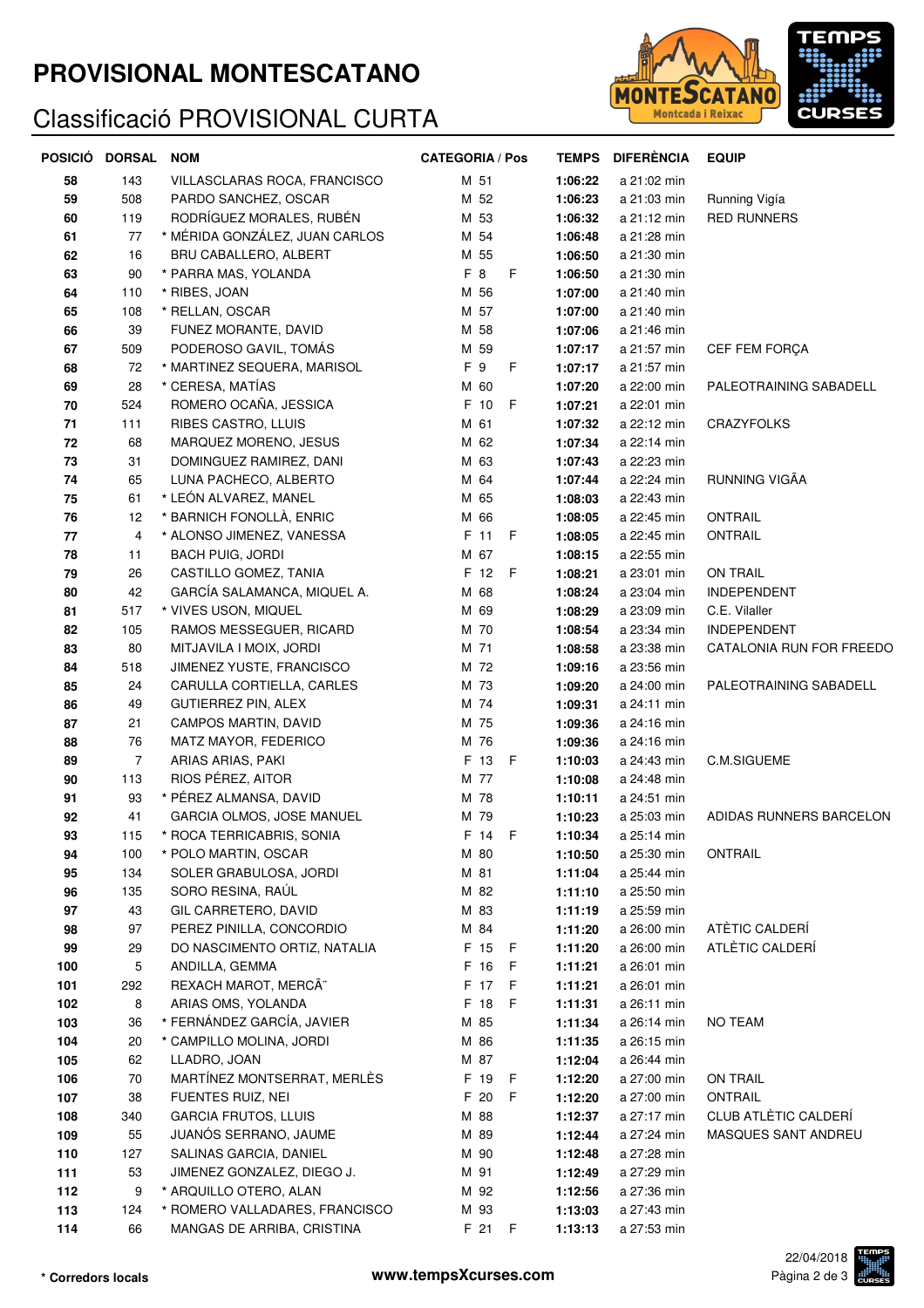# PROVISIONAL MONTESCATANO

## Classificació PROVISIONAL CURTA

| POSICIÓ | DORSAL | NOM | CATEGORIA / Pos | | | TEMPS | DIFERÈNCIA | EQUIP |
|---|---|---|---|---|---|---|---|---|
| 58 | 143 | VILLASCLARAS ROCA, FRANCISCO | M | 51 | | 1:06:22 | a 21:02 min | |
| 59 | 508 | PARDO SANCHEZ, OSCAR | M | 52 | | 1:06:23 | a 21:03 min | Running Vigía |
| 60 | 119 | RODRÍGUEZ MORALES, RUBÉN | M | 53 | | 1:06:32 | a 21:12 min | RED RUNNERS |
| 61 | 77 | * MÉRIDA GONZÁLEZ, JUAN CARLOS | M | 54 | | 1:06:48 | a 21:28 min | |
| 62 | 16 | BRU CABALLERO, ALBERT | M | 55 | | 1:06:50 | a 21:30 min | |
| 63 | 90 | * PARRA MAS, YOLANDA | F | 8 | F | 1:06:50 | a 21:30 min | |
| 64 | 110 | * RIBES, JOAN | M | 56 | | 1:07:00 | a 21:40 min | |
| 65 | 108 | * RELLAN, OSCAR | M | 57 | | 1:07:00 | a 21:40 min | |
| 66 | 39 | FUNEZ MORANTE, DAVID | M | 58 | | 1:07:06 | a 21:46 min | |
| 67 | 509 | PODEROSO GAVIL, TOMÁS | M | 59 | | 1:07:17 | a 21:57 min | CEF FEM FORÇA |
| 68 | 72 | * MARTINEZ SEQUERA, MARISOL | F | 9 | F | 1:07:17 | a 21:57 min | |
| 69 | 28 | * CERESA, MATÍAS | M | 60 | | 1:07:20 | a 22:00 min | PALEOTRAINING SABADELL |
| 70 | 524 | ROMERO OCAÑA, JESSICA | F | 10 | F | 1:07:21 | a 22:01 min | |
| 71 | 111 | RIBES CASTRO, LLUIS | M | 61 | | 1:07:32 | a 22:12 min | CRAZYFOLKS |
| 72 | 68 | MARQUEZ MORENO, JESUS | M | 62 | | 1:07:34 | a 22:14 min | |
| 73 | 31 | DOMINGUEZ RAMIREZ, DANI | M | 63 | | 1:07:43 | a 22:23 min | |
| 74 | 65 | LUNA PACHECO, ALBERTO | M | 64 | | 1:07:44 | a 22:24 min | RUNNING VIGÃA |
| 75 | 61 | * LEÓN ALVAREZ, MANEL | M | 65 | | 1:08:03 | a 22:43 min | |
| 76 | 12 | * BARNICH FONOLLÀ, ENRIC | M | 66 | | 1:08:05 | a 22:45 min | ONTRAIL |
| 77 | 4 | * ALONSO JIMENEZ, VANESSA | F | 11 | F | 1:08:05 | a 22:45 min | ONTRAIL |
| 78 | 11 | BACH PUIG, JORDI | M | 67 | | 1:08:15 | a 22:55 min | |
| 79 | 26 | CASTILLO GOMEZ, TANIA | F | 12 | F | 1:08:21 | a 23:01 min | ON TRAIL |
| 80 | 42 | GARCÍA SALAMANCA, MIQUEL A. | M | 68 | | 1:08:24 | a 23:04 min | INDEPENDENT |
| 81 | 517 | * VIVES USON, MIQUEL | M | 69 | | 1:08:29 | a 23:09 min | C.E. Vilaller |
| 82 | 105 | RAMOS MESSEGUER, RICARD | M | 70 | | 1:08:54 | a 23:34 min | INDEPENDENT |
| 83 | 80 | MITJAVILA I MOIX, JORDI | M | 71 | | 1:08:58 | a 23:38 min | CATALONIA RUN FOR FREEDO |
| 84 | 518 | JIMENEZ YUSTE, FRANCISCO | M | 72 | | 1:09:16 | a 23:56 min | |
| 85 | 24 | CARULLA CORTIELLA, CARLES | M | 73 | | 1:09:20 | a 24:00 min | PALEOTRAINING SABADELL |
| 86 | 49 | GUTIERREZ PIN, ALEX | M | 74 | | 1:09:31 | a 24:11 min | |
| 87 | 21 | CAMPOS MARTIN, DAVID | M | 75 | | 1:09:36 | a 24:16 min | |
| 88 | 76 | MATZ MAYOR, FEDERICO | M | 76 | | 1:09:36 | a 24:16 min | |
| 89 | 7 | ARIAS ARIAS, PAKI | F | 13 | F | 1:10:03 | a 24:43 min | C.M.SIGUEME |
| 90 | 113 | RIOS PÉREZ, AITOR | M | 77 | | 1:10:08 | a 24:48 min | |
| 91 | 93 | * PÉREZ ALMANSA, DAVID | M | 78 | | 1:10:11 | a 24:51 min | |
| 92 | 41 | GARCIA OLMOS, JOSE MANUEL | M | 79 | | 1:10:23 | a 25:03 min | ADIDAS RUNNERS BARCELON |
| 93 | 115 | * ROCA TERRICABRIS, SONIA | F | 14 | F | 1:10:34 | a 25:14 min | |
| 94 | 100 | * POLO MARTIN, OSCAR | M | 80 | | 1:10:50 | a 25:30 min | ONTRAIL |
| 95 | 134 | SOLER GRABULOSA, JORDI | M | 81 | | 1:11:04 | a 25:44 min | |
| 96 | 135 | SORO RESINA, RAÚL | M | 82 | | 1:11:10 | a 25:50 min | |
| 97 | 43 | GIL CARRETERO, DAVID | M | 83 | | 1:11:19 | a 25:59 min | |
| 98 | 97 | PEREZ PINILLA, CONCORDIO | M | 84 | | 1:11:20 | a 26:00 min | ATÈTIC CALDERÍ |
| 99 | 29 | DO NASCIMENTO ORTIZ, NATALIA | F | 15 | F | 1:11:20 | a 26:00 min | ATLÈTIC CALDERÍ |
| 100 | 5 | ANDILLA, GEMMA | F | 16 | F | 1:11:21 | a 26:01 min | |
| 101 | 292 | REXACH MAROT, MERCÃ¨ | F | 17 | F | 1:11:21 | a 26:01 min | |
| 102 | 8 | ARIAS OMS, YOLANDA | F | 18 | F | 1:11:31 | a 26:11 min | |
| 103 | 36 | * FERNÁNDEZ GARCÍA, JAVIER | M | 85 | | 1:11:34 | a 26:14 min | NO TEAM |
| 104 | 20 | * CAMPILLO MOLINA, JORDI | M | 86 | | 1:11:35 | a 26:15 min | |
| 105 | 62 | LLADRO, JOAN | M | 87 | | 1:12:04 | a 26:44 min | |
| 106 | 70 | MARTÍNEZ MONTSERRAT, MERLÈS | F | 19 | F | 1:12:20 | a 27:00 min | ON TRAIL |
| 107 | 38 | FUENTES RUIZ, NEI | F | 20 | F | 1:12:20 | a 27:00 min | ONTRAIL |
| 108 | 340 | GARCIA FRUTOS, LLUIS | M | 88 | | 1:12:37 | a 27:17 min | CLUB ATLÈTIC CALDERÍ |
| 109 | 55 | JUANÓS SERRANO, JAUME | M | 89 | | 1:12:44 | a 27:24 min | MASQUES SANT ANDREU |
| 110 | 127 | SALINAS GARCIA, DANIEL | M | 90 | | 1:12:48 | a 27:28 min | |
| 111 | 53 | JIMENEZ GONZALEZ, DIEGO J. | M | 91 | | 1:12:49 | a 27:29 min | |
| 112 | 9 | * ARQUILLO OTERO, ALAN | M | 92 | | 1:12:56 | a 27:36 min | |
| 113 | 124 | * ROMERO VALLADARES, FRANCISCO | M | 93 | | 1:13:03 | a 27:43 min | |
| 114 | 66 | MANGAS DE ARRIBA, CRISTINA | F | 21 | F | 1:13:13 | a 27:53 min | |

**\* Corredors locals**

**www.tempsXcurses.com**

22/04/2018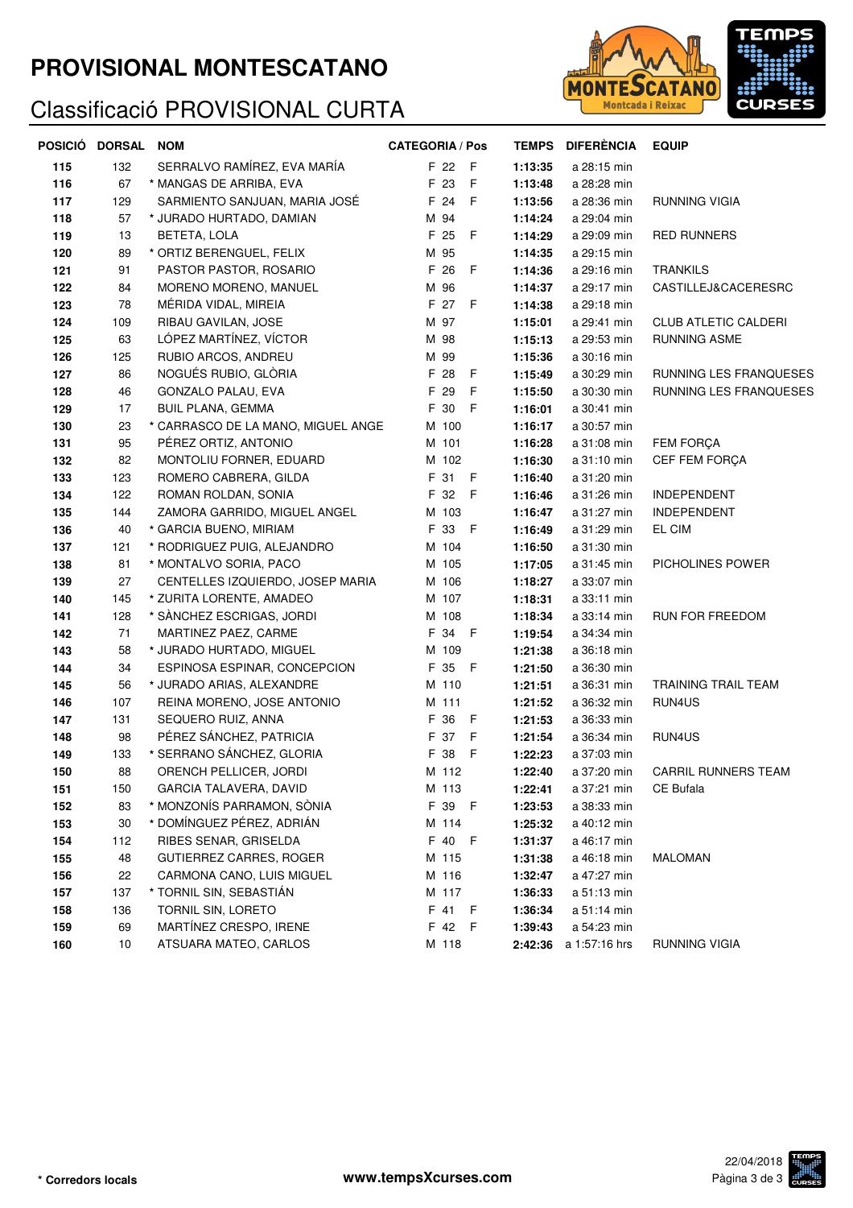# PROVISIONAL MONTESCATANO

## Classificació PROVISIONAL CURTA

| POSICIÓ | DORSAL | NOM | CATEGORIA / Pos | | | TEMPS | DIFERÈNCIA | EQUIP |
|---|---|---|---|---|---|---|---|---|
| 115 | 132 | SERRALVO RAMÍREZ, EVA MARÍA | F | 22 | F | 1:13:35 | a 28:15 min | |
| 116 | 67 | * MANGAS DE ARRIBA, EVA | F | 23 | F | 1:13:48 | a 28:28 min | |
| 117 | 129 | SARMIENTO SANJUAN, MARIA JOSÉ | F | 24 | F | 1:13:56 | a 28:36 min | RUNNING VIGIA |
| 118 | 57 | * JURADO HURTADO, DAMIAN | M | 94 | | 1:14:24 | a 29:04 min | |
| 119 | 13 | BETETA, LOLA | F | 25 | F | 1:14:29 | a 29:09 min | RED RUNNERS |
| 120 | 89 | * ORTIZ BERENGUEL, FELIX | M | 95 | | 1:14:35 | a 29:15 min | |
| 121 | 91 | PASTOR PASTOR, ROSARIO | F | 26 | F | 1:14:36 | a 29:16 min | TRANKILS |
| 122 | 84 | MORENO MORENO, MANUEL | M | 96 | | 1:14:37 | a 29:17 min | CASTILLEJ&CACERESRC |
| 123 | 78 | MÉRIDA VIDAL, MIREIA | F | 27 | F | 1:14:38 | a 29:18 min | |
| 124 | 109 | RIBAU GAVILAN, JOSE | M | 97 | | 1:15:01 | a 29:41 min | CLUB ATLETIC CALDERI |
| 125 | 63 | LÓPEZ MARTÍNEZ, VÍCTOR | M | 98 | | 1:15:13 | a 29:53 min | RUNNING ASME |
| 126 | 125 | RUBIO ARCOS, ANDREU | M | 99 | | 1:15:36 | a 30:16 min | |
| 127 | 86 | NOGUÉS RUBIO, GLÒRIA | F | 28 | F | 1:15:49 | a 30:29 min | RUNNING LES FRANQUESES |
| 128 | 46 | GONZALO PALAU, EVA | F | 29 | F | 1:15:50 | a 30:30 min | RUNNING LES FRANQUESES |
| 129 | 17 | BUIL PLANA, GEMMA | F | 30 | F | 1:16:01 | a 30:41 min | |
| 130 | 23 | * CARRASCO DE LA MANO, MIGUEL ANGE | M | 100 | | 1:16:17 | a 30:57 min | |
| 131 | 95 | PÉREZ ORTIZ, ANTONIO | M | 101 | | 1:16:28 | a 31:08 min | FEM FORÇA |
| 132 | 82 | MONTOLIU FORNER, EDUARD | M | 102 | | 1:16:30 | a 31:10 min | CEF FEM FORÇA |
| 133 | 123 | ROMERO CABRERA, GILDA | F | 31 | F | 1:16:40 | a 31:20 min | |
| 134 | 122 | ROMAN ROLDAN, SONIA | F | 32 | F | 1:16:46 | a 31:26 min | INDEPENDENT |
| 135 | 144 | ZAMORA GARRIDO, MIGUEL ANGEL | M | 103 | | 1:16:47 | a 31:27 min | INDEPENDENT |
| 136 | 40 | * GARCIA BUENO, MIRIAM | F | 33 | F | 1:16:49 | a 31:29 min | EL CIM |
| 137 | 121 | * RODRIGUEZ PUIG, ALEJANDRO | M | 104 | | 1:16:50 | a 31:30 min | |
| 138 | 81 | * MONTALVO SORIA, PACO | M | 105 | | 1:17:05 | a 31:45 min | PICHOLINES POWER |
| 139 | 27 | CENTELLES IZQUIERDO, JOSEP MARIA | M | 106 | | 1:18:27 | a 33:07 min | |
| 140 | 145 | * ZURITA LORENTE, AMADEO | M | 107 | | 1:18:31 | a 33:11 min | |
| 141 | 128 | * SÀNCHEZ ESCRIGAS, JORDI | M | 108 | | 1:18:34 | a 33:14 min | RUN FOR FREEDOM |
| 142 | 71 | MARTINEZ PAEZ, CARME | F | 34 | F | 1:19:54 | a 34:34 min | |
| 143 | 58 | * JURADO HURTADO, MIGUEL | M | 109 | | 1:21:38 | a 36:18 min | |
| 144 | 34 | ESPINOSA ESPINAR, CONCEPCION | F | 35 | F | 1:21:50 | a 36:30 min | |
| 145 | 56 | * JURADO ARIAS, ALEXANDRE | M | 110 | | 1:21:51 | a 36:31 min | TRAINING TRAIL TEAM |
| 146 | 107 | REINA MORENO, JOSE ANTONIO | M | 111 | | 1:21:52 | a 36:32 min | RUN4US |
| 147 | 131 | SEQUERO RUIZ, ANNA | F | 36 | F | 1:21:53 | a 36:33 min | |
| 148 | 98 | PÉREZ SÁNCHEZ, PATRICIA | F | 37 | F | 1:21:54 | a 36:34 min | RUN4US |
| 149 | 133 | * SERRANO SÁNCHEZ, GLORIA | F | 38 | F | 1:22:23 | a 37:03 min | |
| 150 | 88 | ORENCH PELLICER, JORDI | M | 112 | | 1:22:40 | a 37:20 min | CARRIL RUNNERS TEAM |
| 151 | 150 | GARCIA TALAVERA, DAVID | M | 113 | | 1:22:41 | a 37:21 min | CE Bufala |
| 152 | 83 | * MONZONÍS PARRAMON, SÒNIA | F | 39 | F | 1:23:53 | a 38:33 min | |
| 153 | 30 | * DOMÍNGUEZ PÉREZ, ADRIÁN | M | 114 | | 1:25:32 | a 40:12 min | |
| 154 | 112 | RIBES SENAR, GRISELDA | F | 40 | F | 1:31:37 | a 46:17 min | |
| 155 | 48 | GUTIERREZ CARRES, ROGER | M | 115 | | 1:31:38 | a 46:18 min | MALOMAN |
| 156 | 22 | CARMONA CANO, LUIS MIGUEL | M | 116 | | 1:32:47 | a 47:27 min | |
| 157 | 137 | * TORNIL SIN, SEBASTIÁN | M | 117 | | 1:36:33 | a 51:13 min | |
| 158 | 136 | TORNIL SIN, LORETO | F | 41 | F | 1:36:34 | a 51:14 min | |
| 159 | 69 | MARTÍNEZ CRESPO, IRENE | F | 42 | F | 1:39:43 | a 54:23 min | |
| 160 | 10 | ATSUARA MATEO, CARLOS | M | 118 | | 2:42:36 | a 1:57:16 hrs | RUNNING VIGIA |

**\* Corredors locals**

www.tempsXcurses.com

22/04/2018